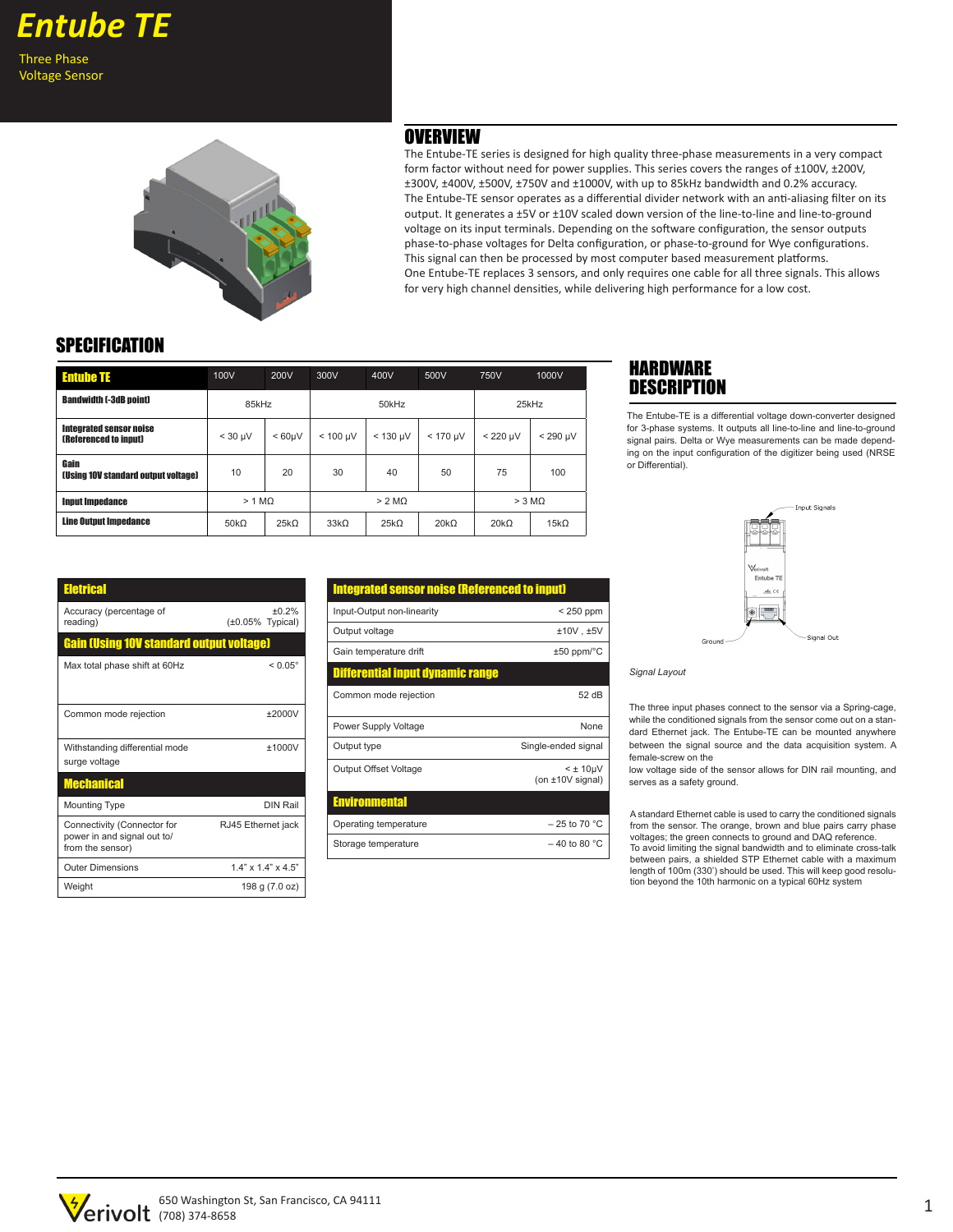# Entube TE

Three Phase
Voltage Sensor

## OVERVIEW

The Entube-TE series is designed for high quality three-phase measurements in a very compact form factor without need for power supplies. This series covers the ranges of ±100V, ±200V, ±300V, ±400V, ±500V, ±750V and ±1000V, with up to 85kHz bandwidth and 0.2% accuracy.
The Entube-TE sensor operates as a differential divider network with an anti-aliasing filter on its output. It generates a ±5V or ±10V scaled down version of the line-to-line and line-to-ground voltage on its input terminals. Depending on the software configuration, the sensor outputs phase-to-phase voltages for Delta configuration, or phase-to-ground for Wye configurations. This signal can then be processed by most computer based measurement platforms.
One Entube-TE replaces 3 sensors, and only requires one cable for all three signals. This allows for very high channel densities, while delivering high performance for a low cost.

## SPECIFICATION

| Entube TE | 100V | 200V | 300V | 400V | 500V | 750V | 1000V |
|---|---|---|---|---|---|---|---|
| Bandwidth (-3dB point) | 85kHz | | 50kHz | | | 25kHz | |
| Integrated sensor noise (Referenced to input) | < 30 µV | < 60µV | < 100 µV | < 130 µV | < 170 µV | < 220 µV | < 290 µV |
| Gain (Using 10V standard output voltage) | 10 | 20 | 30 | 40 | 50 | 75 | 100 |
| Input Impedance | > 1 MΩ | | > 2 MΩ | | | > 3 MΩ | |
| Line Output Impedance | 50kΩ | 25kΩ | 33kΩ | 25kΩ | 20kΩ | 20kΩ | 15kΩ |

| Eletrical | |
|---|---|
| Accuracy (percentage of reading) | ±0.2% (±0.05% Typical) |
| **Gain (Using 10V standard output voltage)** | |
| Max total phase shift at 60Hz | < 0.05° |
| Common mode rejection | ±2000V |
| Withstanding differential mode surge voltage | ±1000V |
| **Mechanical** | |
| Mounting Type | DIN Rail |
| Connectivity (Connector for power in and signal out to/ from the sensor) | RJ45 Ethernet jack |
| Outer Dimensions | 1.4" x 1.4" x 4.5" |
| Weight | 198 g (7.0 oz) |

| Integrated sensor noise (Referenced to input) | |
|---|---|
| Input-Output non-linearity | < 250 ppm |
| Output voltage | ±10V , ±5V |
| Gain temperature drift | ±50 ppm/°C |
| **Differential input dynamic range** | |
| Common mode rejection | 52 dB |
| Power Supply Voltage | None |
| Output type | Single-ended signal |
| Output Offset Voltage | < ± 10µV (on ±10V signal) |
| **Environmental** | |
| Operating temperature | – 25 to 70 °C |
| Storage temperature | – 40 to 80 °C |

## HARDWARE DESCRIPTION

The Entube-TE is a differential voltage down-converter designed for 3-phase systems. It outputs all line-to-line and line-to-ground signal pairs. Delta or Wye measurements can be made depending on the input configuration of the digitizer being used (NRSE or Differential).

Input Signals

Ground

Signal Out

*Signal Layout*

The three input phases connect to the sensor via a Spring-cage, while the conditioned signals from the sensor come out on a standard Ethernet jack. The Entube-TE can be mounted anywhere between the signal source and the data acquisition system. A female-screw on the
low voltage side of the sensor allows for DIN rail mounting, and serves as a safety ground.

A standard Ethernet cable is used to carry the conditioned signals from the sensor. The orange, brown and blue pairs carry phase voltages; the green connects to ground and DAQ reference.
To avoid limiting the signal bandwidth and to eliminate cross-talk between pairs, a shielded STP Ethernet cable with a maximum length of 100m (330') should be used. This will keep good resolution beyond the 10th harmonic on a typical 60Hz system

Verivolt 650 Washington St, San Francisco, CA 94111
(708) 374-8658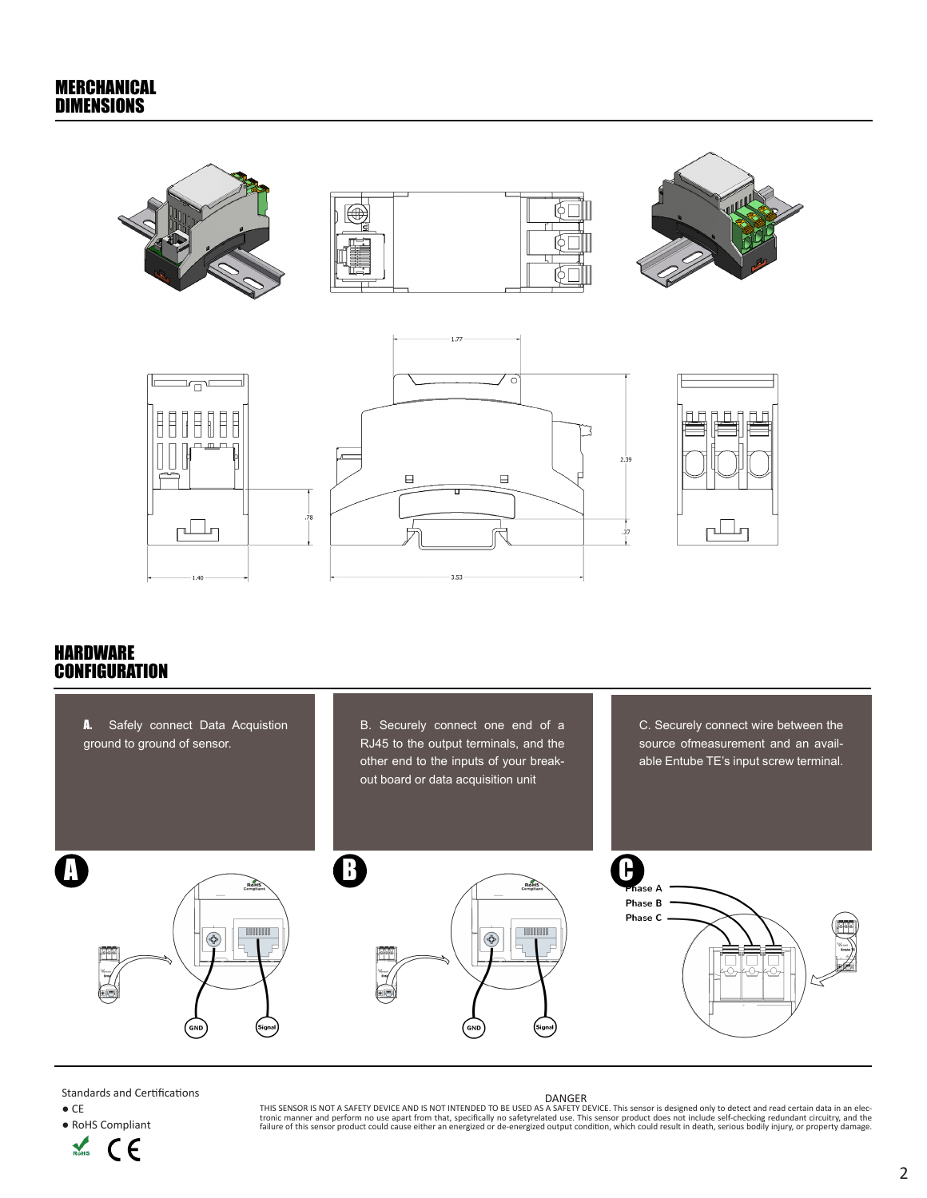## MERCHANICAL DIMENSIONS

1.77

2.39

.78

.37

1.40

3.53

## HARDWARE CONFIGURATION

**A.** Safely connect Data Acquistion ground to ground of sensor.

B. Securely connect one end of a RJ45 to the output terminals, and the other end to the inputs of your break-out board or data acquisition unit

C. Securely connect wire between the source ofmeasurement and an available Entube TE's input screw terminal.

A

GND

Signal

B

GND

Signal

C

Phase A

Phase B

Phase C

Standards and Certifications

- CE
- RoHS Compliant

DANGER

THIS SENSOR IS NOT A SAFETY DEVICE AND IS NOT INTENDED TO BE USED AS A SAFETY DEVICE. This sensor is designed only to detect and read certain data in an electronic manner and perform no use apart from that, specifically no safetyrelated use. This sensor product does not include self-checking redundant circuitry, and the failure of this sensor product could cause either an energized or de-energized output condition, which could result in death, serious bodily injury, or property damage.